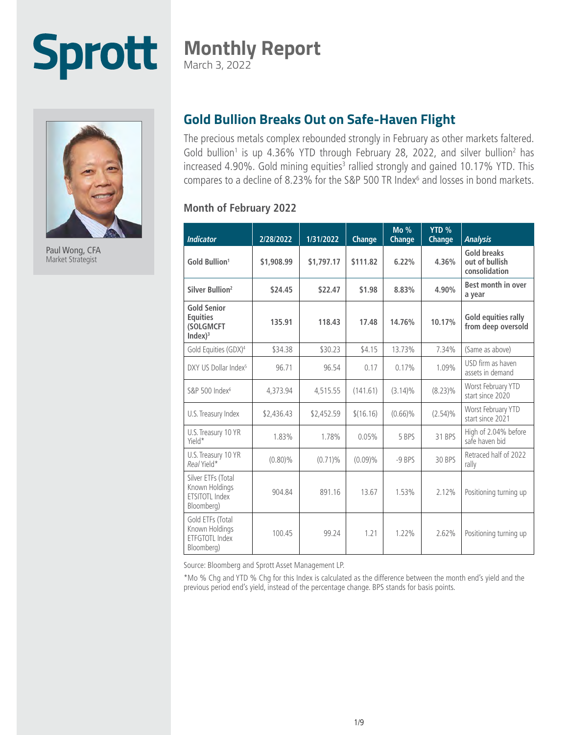# Sprott

## Monthly Report
March 3, 2022

Paul Wong, CFA
Market Strategist

## Gold Bullion Breaks Out on Safe-Haven Flight

The precious metals complex rebounded strongly in February as other markets faltered. Gold bullion[1] is up 4.36% YTD through February 28, 2022, and silver bullion[2] has increased 4.90%. Gold mining equities[3] rallied strongly and gained 10.17% YTD. This compares to a decline of 8.23% for the S&P 500 TR Index[6] and losses in bond markets.

### Month of February 2022

| *Indicator* | 2/28/2022 | 1/31/2022 | Change | Mo % Change | YTD % Change | *Analysis* |
|---|---|---|---|---|---|---|
| **Gold Bullion[1]** | **$1,908.99** | **$1,797.17** | **$111.82** | **6.22%** | **4.36%** | **Gold breaks out of bullish consolidation** |
| **Silver Bullion[2]** | **$24.45** | **$22.47** | **$1.98** | **8.83%** | **4.90%** | **Best month in over a year** |
| **Gold Senior Equities (SOLGMCFT Index)[3]** | **135.91** | **118.43** | **17.48** | **14.76%** | **10.17%** | **Gold equities rally from deep oversold** |
| Gold Equities (GDX)[4] | $34.38 | $30.23 | $4.15 | 13.73% | 7.34% | (Same as above) |
| DXY US Dollar Index[5] | 96.71 | 96.54 | 0.17 | 0.17% | 1.09% | USD firm as haven assets in demand |
| S&P 500 Index[6] | 4,373.94 | 4,515.55 | (141.61) | (3.14)% | (8.23)% | Worst February YTD start since 2020 |
| U.S. Treasury Index | $2,436.43 | $2,452.59 | $(16.16) | (0.66)% | (2.54)% | Worst February YTD start since 2021 |
| U.S. Treasury 10 YR Yield* | 1.83% | 1.78% | 0.05% | 5 BPS | 31 BPS | High of 2.04% before safe haven bid |
| U.S. Treasury 10 YR *Real* Yield* | (0.80)% | (0.71)% | (0.09)% | -9 BPS | 30 BPS | Retraced half of 2022 rally |
| Silver ETFs (Total Known Holdings ETSITOTL Index Bloomberg) | 904.84 | 891.16 | 13.67 | 1.53% | 2.12% | Positioning turning up |
| Gold ETFs (Total Known Holdings ETFGTOTL Index Bloomberg) | 100.45 | 99.24 | 1.21 | 1.22% | 2.62% | Positioning turning up |

Source: Bloomberg and Sprott Asset Management LP.

*Mo % Chg and YTD % Chg for this Index is calculated as the difference between the month end's yield and the previous period end's yield, instead of the percentage change. BPS stands for basis points.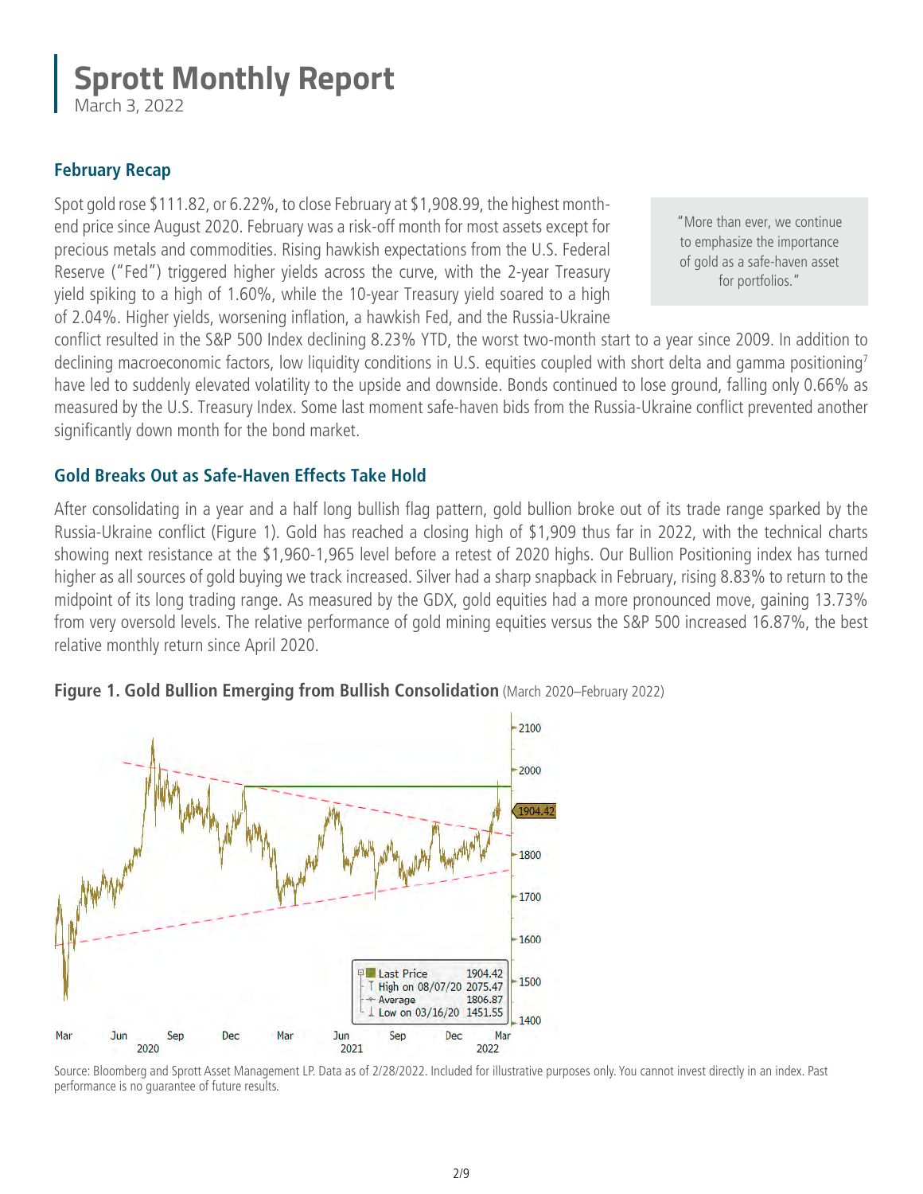# Sprott Monthly Report

March 3, 2022

## February Recap

Spot gold rose $111.82, or 6.22%, to close February at $1,908.99, the highest month-end price since August 2020. February was a risk-off month for most assets except for precious metals and commodities. Rising hawkish expectations from the U.S. Federal Reserve ("Fed") triggered higher yields across the curve, with the 2-year Treasury yield spiking to a high of 1.60%, while the 10-year Treasury yield soared to a high of 2.04%. Higher yields, worsening inflation, a hawkish Fed, and the Russia-Ukraine conflict resulted in the S&P 500 Index declining 8.23% YTD, the worst two-month start to a year since 2009. In addition to declining macroeconomic factors, low liquidity conditions in U.S. equities coupled with short delta and gamma positioning[7] have led to suddenly elevated volatility to the upside and downside. Bonds continued to lose ground, falling only 0.66% as measured by the U.S. Treasury Index. Some last moment safe-haven bids from the Russia-Ukraine conflict prevented another significantly down month for the bond market.

> "More than ever, we continue to emphasize the importance of gold as a safe-haven asset for portfolios."

## Gold Breaks Out as Safe-Haven Effects Take Hold

After consolidating in a year and a half long bullish flag pattern, gold bullion broke out of its trade range sparked by the Russia-Ukraine conflict (Figure 1). Gold has reached a closing high of $1,909 thus far in 2022, with the technical charts showing next resistance at the $1,960-1,965 level before a retest of 2020 highs. Our Bullion Positioning index has turned higher as all sources of gold buying we track increased. Silver had a sharp snapback in February, rising 8.83% to return to the midpoint of its long trading range. As measured by the GDX, gold equities had a more pronounced move, gaining 13.73% from very oversold levels. The relative performance of gold mining equities versus the S&P 500 increased 16.87%, the best relative monthly return since April 2020.

**Figure 1. Gold Bullion Emerging from Bullish Consolidation** (March 2020–February 2022)

Source: Bloomberg and Sprott Asset Management LP. Data as of 2/28/2022. Included for illustrative purposes only. You cannot invest directly in an index. Past performance is no guarantee of future results.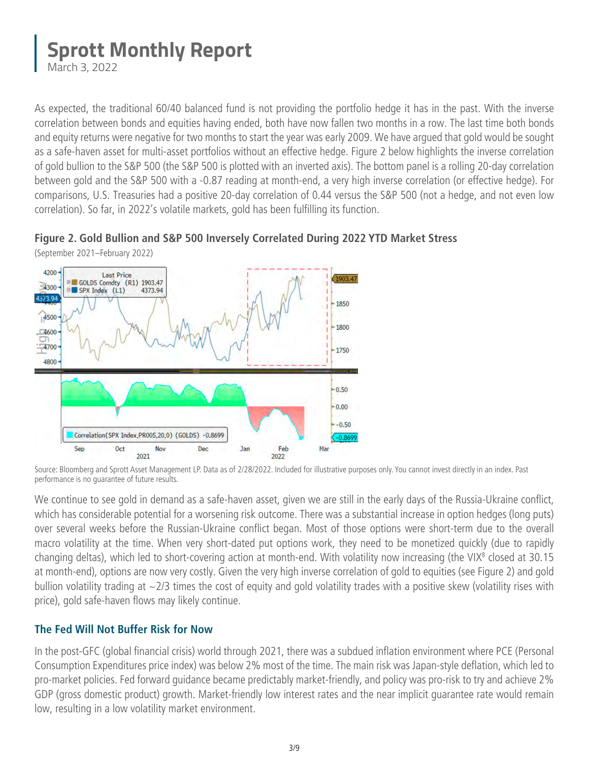As expected, the traditional 60/40 balanced fund is not providing the portfolio hedge it has in the past. With the inverse correlation between bonds and equities having ended, both have now fallen two months in a row. The last time both bonds and equity returns were negative for two months to start the year was early 2009. We have argued that gold would be sought as a safe-haven asset for multi-asset portfolios without an effective hedge. Figure 2 below highlights the inverse correlation of gold bullion to the S&P 500 (the S&P 500 is plotted with an inverted axis). The bottom panel is a rolling 20-day correlation between gold and the S&P 500 with a -0.87 reading at month-end, a very high inverse correlation (or effective hedge). For comparisons, U.S. Treasuries had a positive 20-day correlation of 0.44 versus the S&P 500 (not a hedge, and not even low correlation). So far, in 2022's volatile markets, gold has been fulfilling its function.

**Figure 2. Gold Bullion and S&P 500 Inversely Correlated During 2022 YTD Market Stress**

(September 2021–February 2022)

Source: Bloomberg and Sprott Asset Management LP. Data as of 2/28/2022. Included for illustrative purposes only. You cannot invest directly in an index. Past performance is no guarantee of future results.

We continue to see gold in demand as a safe-haven asset, given we are still in the early days of the Russia-Ukraine conflict, which has considerable potential for a worsening risk outcome. There was a substantial increase in option hedges (long puts) over several weeks before the Russian-Ukraine conflict began. Most of those options were short-term due to the overall macro volatility at the time. When very short-dated put options work, they need to be monetized quickly (due to rapidly changing deltas), which led to short-covering action at month-end. With volatility now increasing (the VIX[8] closed at 30.15 at month-end), options are now very costly. Given the very high inverse correlation of gold to equities (see Figure 2) and gold bullion volatility trading at ~2/3 times the cost of equity and gold volatility trades with a positive skew (volatility rises with price), gold safe-haven flows may likely continue.

## The Fed Will Not Buffer Risk for Now

In the post-GFC (global financial crisis) world through 2021, there was a subdued inflation environment where PCE (Personal Consumption Expenditures price index) was below 2% most of the time. The main risk was Japan-style deflation, which led to pro-market policies. Fed forward guidance became predictably market-friendly, and policy was pro-risk to try and achieve 2% GDP (gross domestic product) growth. Market-friendly low interest rates and the near implicit guarantee rate would remain low, resulting in a low volatility market environment.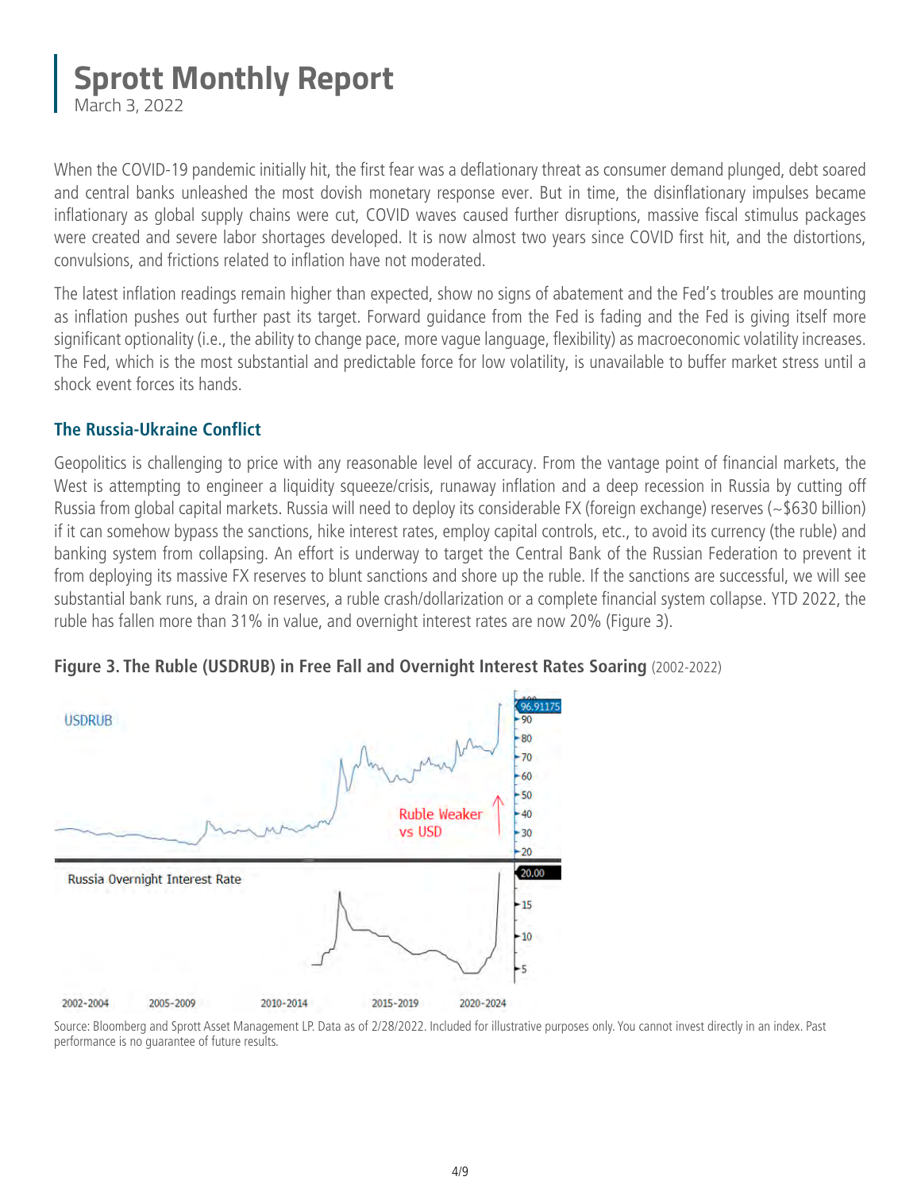# Sprott Monthly Report

March 3, 2022

When the COVID-19 pandemic initially hit, the first fear was a deflationary threat as consumer demand plunged, debt soared and central banks unleashed the most dovish monetary response ever. But in time, the disinflationary impulses became inflationary as global supply chains were cut, COVID waves caused further disruptions, massive fiscal stimulus packages were created and severe labor shortages developed. It is now almost two years since COVID first hit, and the distortions, convulsions, and frictions related to inflation have not moderated.

The latest inflation readings remain higher than expected, show no signs of abatement and the Fed's troubles are mounting as inflation pushes out further past its target. Forward guidance from the Fed is fading and the Fed is giving itself more significant optionality (i.e., the ability to change pace, more vague language, flexibility) as macroeconomic volatility increases. The Fed, which is the most substantial and predictable force for low volatility, is unavailable to buffer market stress until a shock event forces its hands.

## The Russia-Ukraine Conflict

Geopolitics is challenging to price with any reasonable level of accuracy. From the vantage point of financial markets, the West is attempting to engineer a liquidity squeeze/crisis, runaway inflation and a deep recession in Russia by cutting off Russia from global capital markets. Russia will need to deploy its considerable FX (foreign exchange) reserves (~$630 billion) if it can somehow bypass the sanctions, hike interest rates, employ capital controls, etc., to avoid its currency (the ruble) and banking system from collapsing. An effort is underway to target the Central Bank of the Russian Federation to prevent it from deploying its massive FX reserves to blunt sanctions and shore up the ruble. If the sanctions are successful, we will see substantial bank runs, a drain on reserves, a ruble crash/dollarization or a complete financial system collapse. YTD 2022, the ruble has fallen more than 31% in value, and overnight interest rates are now 20% (Figure 3).

**Figure 3. The Ruble (USDRUB) in Free Fall and Overnight Interest Rates Soaring** (2002-2022)

Source: Bloomberg and Sprott Asset Management LP. Data as of 2/28/2022. Included for illustrative purposes only. You cannot invest directly in an index. Past performance is no guarantee of future results.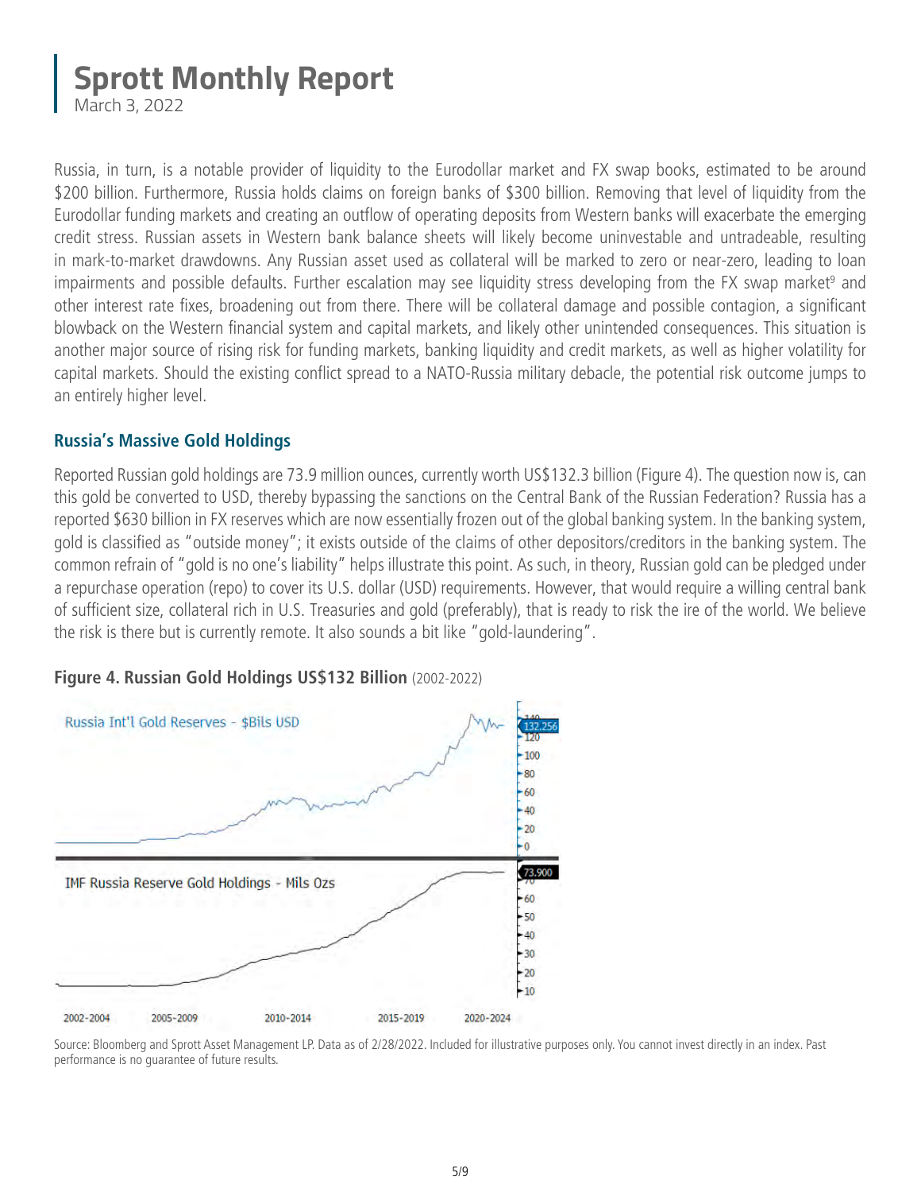Russia, in turn, is a notable provider of liquidity to the Eurodollar market and FX swap books, estimated to be around $200 billion. Furthermore, Russia holds claims on foreign banks of $300 billion. Removing that level of liquidity from the Eurodollar funding markets and creating an outflow of operating deposits from Western banks will exacerbate the emerging credit stress. Russian assets in Western bank balance sheets will likely become uninvestable and untradeable, resulting in mark-to-market drawdowns. Any Russian asset used as collateral will be marked to zero or near-zero, leading to loan impairments and possible defaults. Further escalation may see liquidity stress developing from the FX swap market[9] and other interest rate fixes, broadening out from there. There will be collateral damage and possible contagion, a significant blowback on the Western financial system and capital markets, and likely other unintended consequences. This situation is another major source of rising risk for funding markets, banking liquidity and credit markets, as well as higher volatility for capital markets. Should the existing conflict spread to a NATO-Russia military debacle, the potential risk outcome jumps to an entirely higher level.

### Russia's Massive Gold Holdings

Reported Russian gold holdings are 73.9 million ounces, currently worth US$132.3 billion (Figure 4). The question now is, can this gold be converted to USD, thereby bypassing the sanctions on the Central Bank of the Russian Federation? Russia has a reported $630 billion in FX reserves which are now essentially frozen out of the global banking system. In the banking system, gold is classified as "outside money"; it exists outside of the claims of other depositors/creditors in the banking system. The common refrain of "gold is no one's liability" helps illustrate this point. As such, in theory, Russian gold can be pledged under a repurchase operation (repo) to cover its U.S. dollar (USD) requirements. However, that would require a willing central bank of sufficient size, collateral rich in U.S. Treasuries and gold (preferably), that is ready to risk the ire of the world. We believe the risk is there but is currently remote. It also sounds a bit like "gold-laundering".

**Figure 4. Russian Gold Holdings US$132 Billion** (2002-2022)

Source: Bloomberg and Sprott Asset Management LP. Data as of 2/28/2022. Included for illustrative purposes only. You cannot invest directly in an index. Past performance is no guarantee of future results.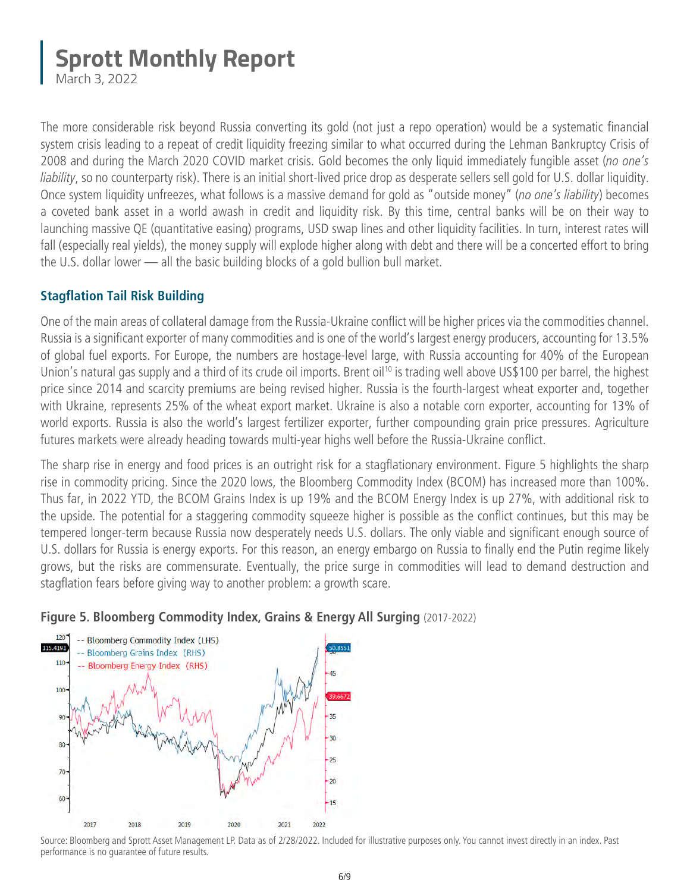# Sprott Monthly Report
March 3, 2022

The more considerable risk beyond Russia converting its gold (not just a repo operation) would be a systematic financial system crisis leading to a repeat of credit liquidity freezing similar to what occurred during the Lehman Bankruptcy Crisis of 2008 and during the March 2020 COVID market crisis. Gold becomes the only liquid immediately fungible asset (*no one's liability*, so no counterparty risk). There is an initial short-lived price drop as desperate sellers sell gold for U.S. dollar liquidity. Once system liquidity unfreezes, what follows is a massive demand for gold as "outside money" (*no one's liability*) becomes a coveted bank asset in a world awash in credit and liquidity risk. By this time, central banks will be on their way to launching massive QE (quantitative easing) programs, USD swap lines and other liquidity facilities. In turn, interest rates will fall (especially real yields), the money supply will explode higher along with debt and there will be a concerted effort to bring the U.S. dollar lower — all the basic building blocks of a gold bullion bull market.

## Stagflation Tail Risk Building

One of the main areas of collateral damage from the Russia-Ukraine conflict will be higher prices via the commodities channel. Russia is a significant exporter of many commodities and is one of the world's largest energy producers, accounting for 13.5% of global fuel exports. For Europe, the numbers are hostage-level large, with Russia accounting for 40% of the European Union's natural gas supply and a third of its crude oil imports. Brent oil[10] is trading well above US$100 per barrel, the highest price since 2014 and scarcity premiums are being revised higher. Russia is the fourth-largest wheat exporter and, together with Ukraine, represents 25% of the wheat export market. Ukraine is also a notable corn exporter, accounting for 13% of world exports. Russia is also the world's largest fertilizer exporter, further compounding grain price pressures. Agriculture futures markets were already heading towards multi-year highs well before the Russia-Ukraine conflict.

The sharp rise in energy and food prices is an outright risk for a stagflationary environment. Figure 5 highlights the sharp rise in commodity pricing. Since the 2020 lows, the Bloomberg Commodity Index (BCOM) has increased more than 100%. Thus far, in 2022 YTD, the BCOM Grains Index is up 19% and the BCOM Energy Index is up 27%, with additional risk to the upside. The potential for a staggering commodity squeeze higher is possible as the conflict continues, but this may be tempered longer-term because Russia now desperately needs U.S. dollars. The only viable and significant enough source of U.S. dollars for Russia is energy exports. For this reason, an energy embargo on Russia to finally end the Putin regime likely grows, but the risks are commensurate. Eventually, the price surge in commodities will lead to demand destruction and stagflation fears before giving way to another problem: a growth scare.

**Figure 5. Bloomberg Commodity Index, Grains & Energy All Surging** (2017-2022)

Source: Bloomberg and Sprott Asset Management LP. Data as of 2/28/2022. Included for illustrative purposes only. You cannot invest directly in an index. Past performance is no guarantee of future results.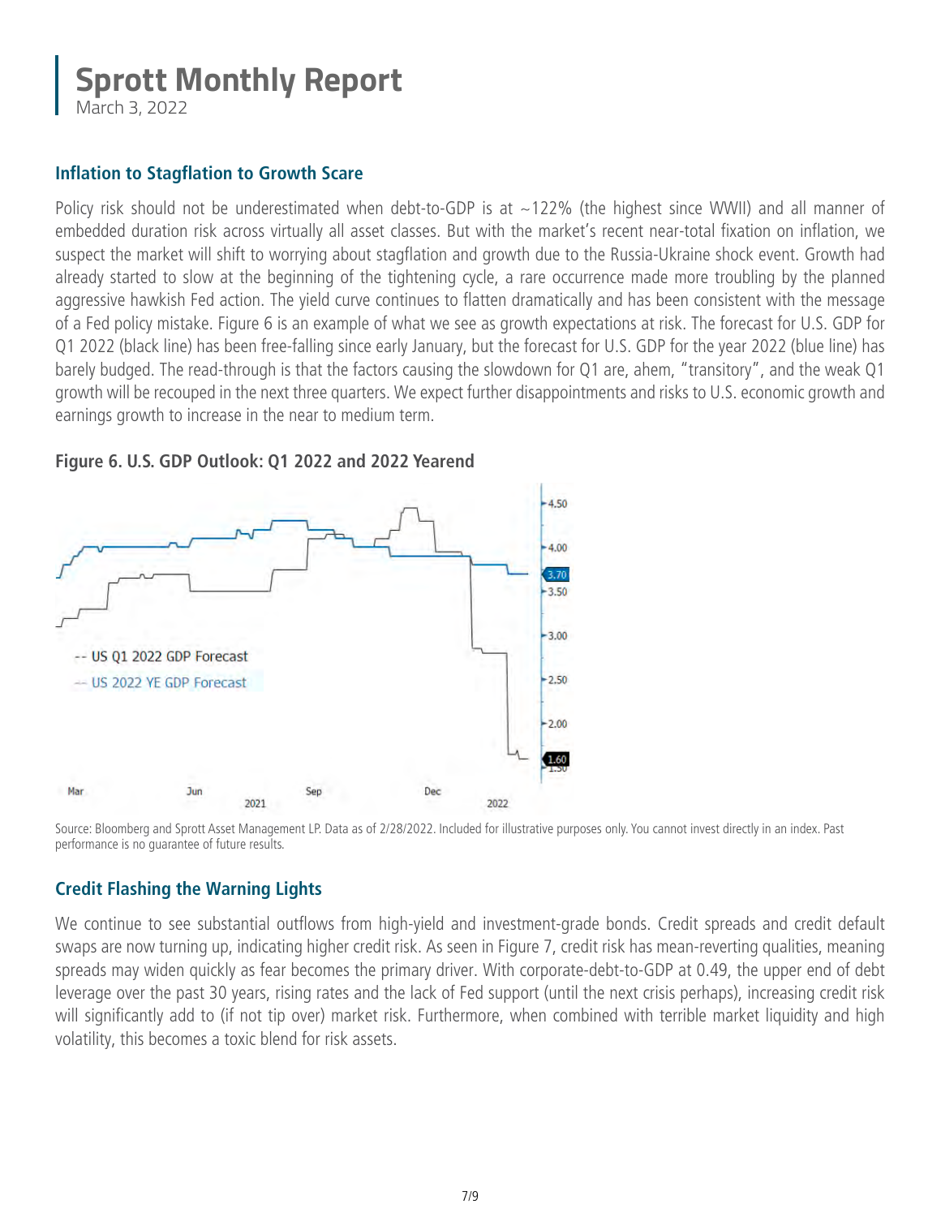## Inflation to Stagflation to Growth Scare

Policy risk should not be underestimated when debt-to-GDP is at ~122% (the highest since WWII) and all manner of embedded duration risk across virtually all asset classes. But with the market's recent near-total fixation on inflation, we suspect the market will shift to worrying about stagflation and growth due to the Russia-Ukraine shock event. Growth had already started to slow at the beginning of the tightening cycle, a rare occurrence made more troubling by the planned aggressive hawkish Fed action. The yield curve continues to flatten dramatically and has been consistent with the message of a Fed policy mistake. Figure 6 is an example of what we see as growth expectations at risk. The forecast for U.S. GDP for Q1 2022 (black line) has been free-falling since early January, but the forecast for U.S. GDP for the year 2022 (blue line) has barely budged. The read-through is that the factors causing the slowdown for Q1 are, ahem, "transitory", and the weak Q1 growth will be recouped in the next three quarters. We expect further disappointments and risks to U.S. economic growth and earnings growth to increase in the near to medium term.

**Figure 6. U.S. GDP Outlook: Q1 2022 and 2022 Yearend**

Source: Bloomberg and Sprott Asset Management LP. Data as of 2/28/2022. Included for illustrative purposes only. You cannot invest directly in an index. Past performance is no guarantee of future results.

## Credit Flashing the Warning Lights

We continue to see substantial outflows from high-yield and investment-grade bonds. Credit spreads and credit default swaps are now turning up, indicating higher credit risk. As seen in Figure 7, credit risk has mean-reverting qualities, meaning spreads may widen quickly as fear becomes the primary driver. With corporate-debt-to-GDP at 0.49, the upper end of debt leverage over the past 30 years, rising rates and the lack of Fed support (until the next crisis perhaps), increasing credit risk will significantly add to (if not tip over) market risk. Furthermore, when combined with terrible market liquidity and high volatility, this becomes a toxic blend for risk assets.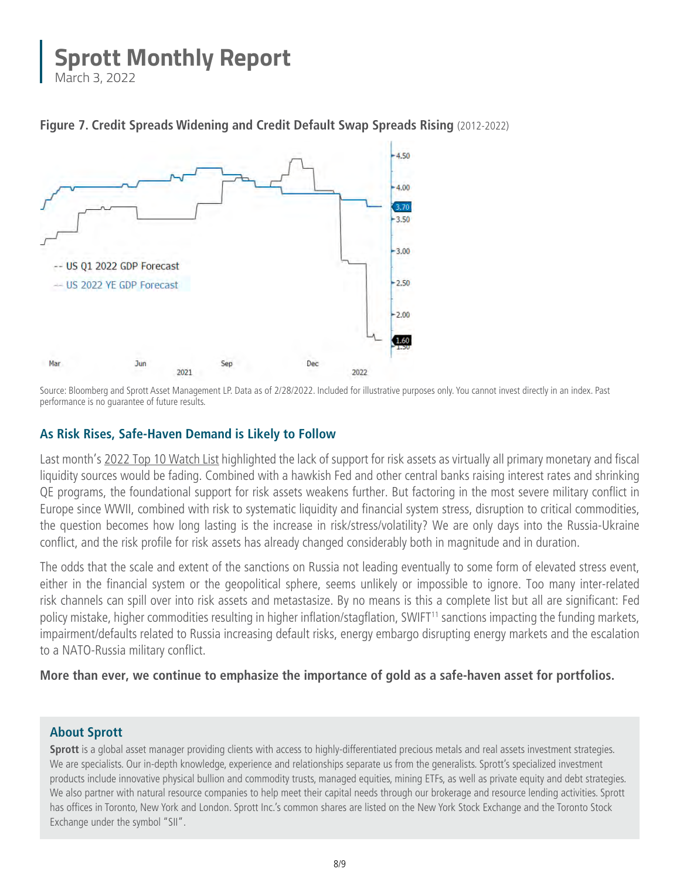## Figure 7. Credit Spreads Widening and Credit Default Swap Spreads Rising (2012-2022)

Source: Bloomberg and Sprott Asset Management LP. Data as of 2/28/2022. Included for illustrative purposes only. You cannot invest directly in an index. Past performance is no guarantee of future results.

## As Risk Rises, Safe-Haven Demand is Likely to Follow

Last month's 2022 Top 10 Watch List highlighted the lack of support for risk assets as virtually all primary monetary and fiscal liquidity sources would be fading. Combined with a hawkish Fed and other central banks raising interest rates and shrinking QE programs, the foundational support for risk assets weakens further. But factoring in the most severe military conflict in Europe since WWII, combined with risk to systematic liquidity and financial system stress, disruption to critical commodities, the question becomes how long lasting is the increase in risk/stress/volatility? We are only days into the Russia-Ukraine conflict, and the risk profile for risk assets has already changed considerably both in magnitude and in duration.

The odds that the scale and extent of the sanctions on Russia not leading eventually to some form of elevated stress event, either in the financial system or the geopolitical sphere, seems unlikely or impossible to ignore. Too many inter-related risk channels can spill over into risk assets and metastasize. By no means is this a complete list but all are significant: Fed policy mistake, higher commodities resulting in higher inflation/stagflation, SWIFT[11] sanctions impacting the funding markets, impairment/defaults related to Russia increasing default risks, energy embargo disrupting energy markets and the escalation to a NATO-Russia military conflict.

**More than ever, we continue to emphasize the importance of gold as a safe-haven asset for portfolios.**

### About Sprott

**Sprott** is a global asset manager providing clients with access to highly-differentiated precious metals and real assets investment strategies. We are specialists. Our in-depth knowledge, experience and relationships separate us from the generalists. Sprott's specialized investment products include innovative physical bullion and commodity trusts, managed equities, mining ETFs, as well as private equity and debt strategies. We also partner with natural resource companies to help meet their capital needs through our brokerage and resource lending activities. Sprott has offices in Toronto, New York and London. Sprott Inc.'s common shares are listed on the New York Stock Exchange and the Toronto Stock Exchange under the symbol "SII".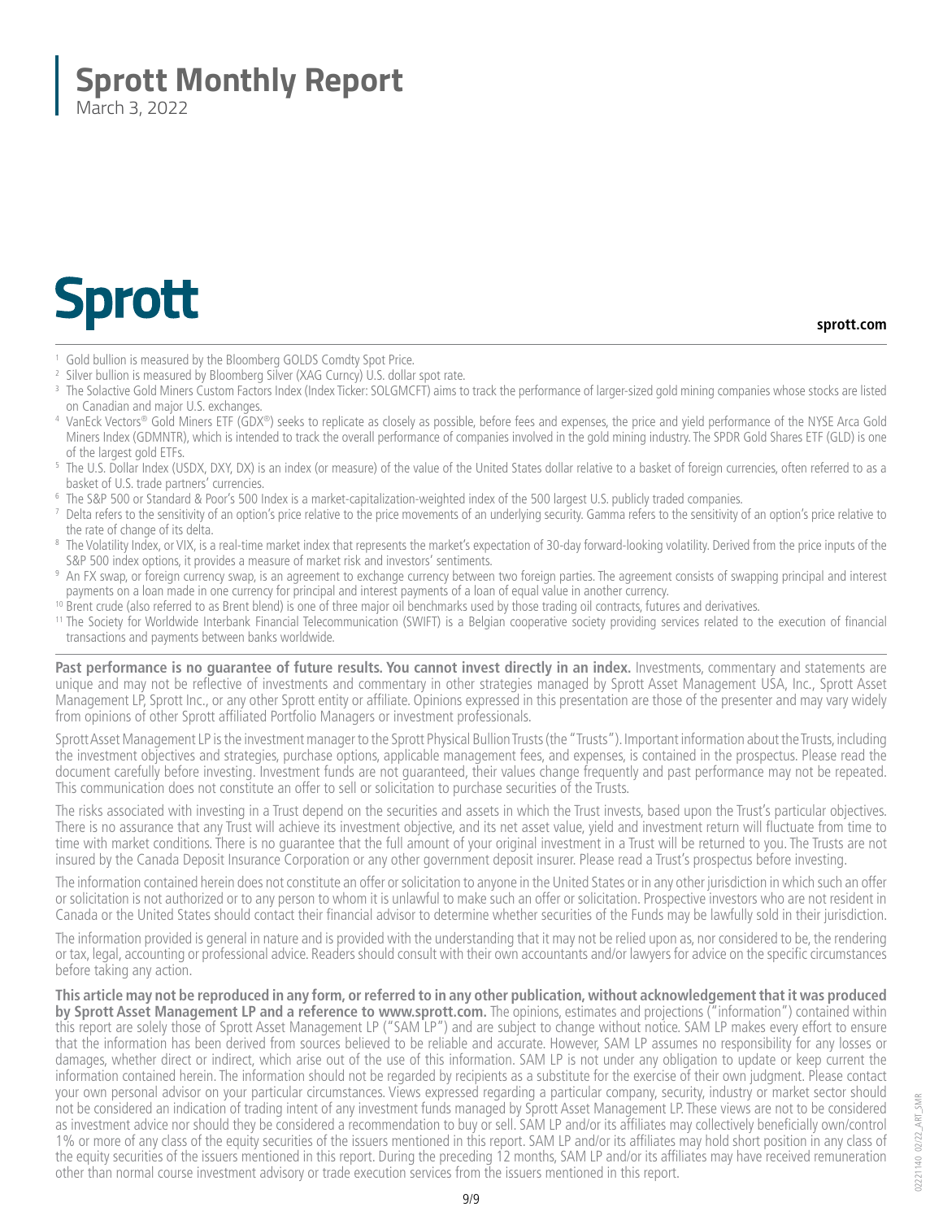# Sprott Monthly Report

March 3, 2022

**Sprott**

**sprott.com**

[1] Gold bullion is measured by the Bloomberg GOLDS Comdty Spot Price.

[2] Silver bullion is measured by Bloomberg Silver (XAG Curncy) U.S. dollar spot rate.

[3] The Solactive Gold Miners Custom Factors Index (Index Ticker: SOLGMCFT) aims to track the performance of larger-sized gold mining companies whose stocks are listed on Canadian and major U.S. exchanges.

[4] VanEck Vectors® Gold Miners ETF (GDX®) seeks to replicate as closely as possible, before fees and expenses, the price and yield performance of the NYSE Arca Gold Miners Index (GDMNTR), which is intended to track the overall performance of companies involved in the gold mining industry. The SPDR Gold Shares ETF (GLD) is one of the largest gold ETFs.

[5] The U.S. Dollar Index (USDX, DXY, DX) is an index (or measure) of the value of the United States dollar relative to a basket of foreign currencies, often referred to as a basket of U.S. trade partners' currencies.

[6] The S&P 500 or Standard & Poor's 500 Index is a market-capitalization-weighted index of the 500 largest U.S. publicly traded companies.

[7] Delta refers to the sensitivity of an option's price relative to the price movements of an underlying security. Gamma refers to the sensitivity of an option's price relative to the rate of change of its delta.

[8] The Volatility Index, or VIX, is a real-time market index that represents the market's expectation of 30-day forward-looking volatility. Derived from the price inputs of the S&P 500 index options, it provides a measure of market risk and investors' sentiments.

[9] An FX swap, or foreign currency swap, is an agreement to exchange currency between two foreign parties. The agreement consists of swapping principal and interest payments on a loan made in one currency for principal and interest payments of a loan of equal value in another currency.

[10] Brent crude (also referred to as Brent blend) is one of three major oil benchmarks used by those trading oil contracts, futures and derivatives.

[11] The Society for Worldwide Interbank Financial Telecommunication (SWIFT) is a Belgian cooperative society providing services related to the execution of financial transactions and payments between banks worldwide.

**Past performance is no guarantee of future results. You cannot invest directly in an index.** Investments, commentary and statements are unique and may not be reflective of investments and commentary in other strategies managed by Sprott Asset Management USA, Inc., Sprott Asset Management LP, Sprott Inc., or any other Sprott entity or affiliate. Opinions expressed in this presentation are those of the presenter and may vary widely from opinions of other Sprott affiliated Portfolio Managers or investment professionals.

Sprott Asset Management LP is the investment manager to the Sprott Physical Bullion Trusts (the "Trusts"). Important information about the Trusts, including the investment objectives and strategies, purchase options, applicable management fees, and expenses, is contained in the prospectus. Please read the document carefully before investing. Investment funds are not guaranteed, their values change frequently and past performance may not be repeated. This communication does not constitute an offer to sell or solicitation to purchase securities of the Trusts.

The risks associated with investing in a Trust depend on the securities and assets in which the Trust invests, based upon the Trust's particular objectives. There is no assurance that any Trust will achieve its investment objective, and its net asset value, yield and investment return will fluctuate from time to time with market conditions. There is no guarantee that the full amount of your original investment in a Trust will be returned to you. The Trusts are not insured by the Canada Deposit Insurance Corporation or any other government deposit insurer. Please read a Trust's prospectus before investing.

The information contained herein does not constitute an offer or solicitation to anyone in the United States or in any other jurisdiction in which such an offer or solicitation is not authorized or to any person to whom it is unlawful to make such an offer or solicitation. Prospective investors who are not resident in Canada or the United States should contact their financial advisor to determine whether securities of the Funds may be lawfully sold in their jurisdiction.

The information provided is general in nature and is provided with the understanding that it may not be relied upon as, nor considered to be, the rendering or tax, legal, accounting or professional advice. Readers should consult with their own accountants and/or lawyers for advice on the specific circumstances before taking any action.

**This article may not be reproduced in any form, or referred to in any other publication, without acknowledgement that it was produced by Sprott Asset Management LP and a reference to www.sprott.com.** The opinions, estimates and projections ("information") contained within this report are solely those of Sprott Asset Management LP ("SAM LP") and are subject to change without notice. SAM LP makes every effort to ensure that the information has been derived from sources believed to be reliable and accurate. However, SAM LP assumes no responsibility for any losses or damages, whether direct or indirect, which arise out of the use of this information. SAM LP is not under any obligation to update or keep current the information contained herein. The information should not be regarded by recipients as a substitute for the exercise of their own judgment. Please contact your own personal advisor on your particular circumstances. Views expressed regarding a particular company, security, industry or market sector should not be considered an indication of trading intent of any investment funds managed by Sprott Asset Management LP. These views are not to be considered as investment advice nor should they be considered a recommendation to buy or sell. SAM LP and/or its affiliates may collectively beneficially own/control 1% or more of any class of the equity securities of the issuers mentioned in this report. SAM LP and/or its affiliates may hold short position in any class of the equity securities of the issuers mentioned in this report. During the preceding 12 months, SAM LP and/or its affiliates may have received remuneration other than normal course investment advisory or trade execution services from the issuers mentioned in this report.

02221140 02/22_ART_SMR